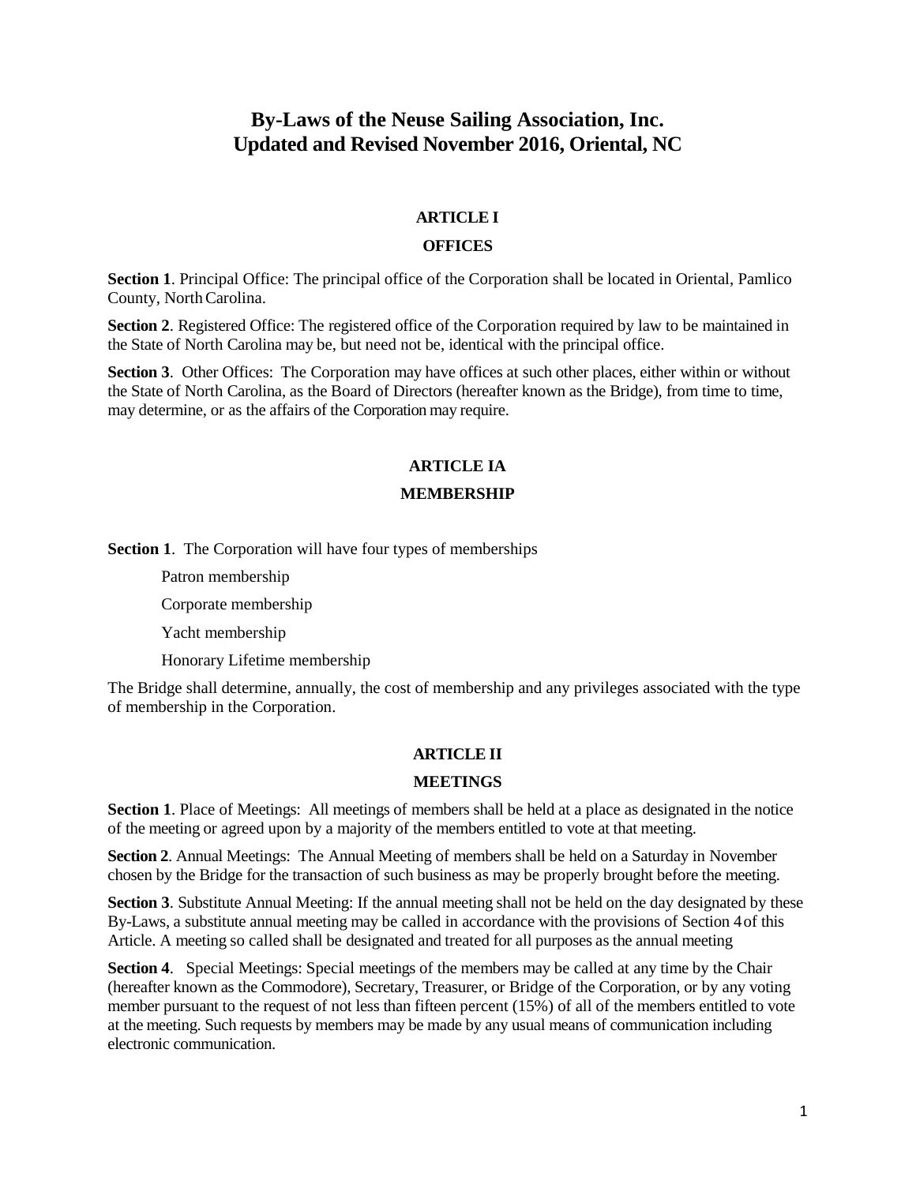# By-Laws of the Neuse Sailing Association, Inc.
# Updated and Revised November 2016, Oriental, NC

## ARTICLE I

## OFFICES

**Section 1**. Principal Office: The principal office of the Corporation shall be located in Oriental, Pamlico County, North Carolina.

**Section 2**. Registered Office: The registered office of the Corporation required by law to be maintained in the State of North Carolina may be, but need not be, identical with the principal office.

**Section 3**. Other Offices: The Corporation may have offices at such other places, either within or without the State of North Carolina, as the Board of Directors (hereafter known as the Bridge), from time to time, may determine, or as the affairs of the Corporation may require.

## ARTICLE IA

## MEMBERSHIP

**Section 1**. The Corporation will have four types of memberships

- Patron membership
- Corporate membership
- Yacht membership
- Honorary Lifetime membership

The Bridge shall determine, annually, the cost of membership and any privileges associated with the type of membership in the Corporation.

## ARTICLE II

## MEETINGS

**Section 1**. Place of Meetings: All meetings of members shall be held at a place as designated in the notice of the meeting or agreed upon by a majority of the members entitled to vote at that meeting.

**Section 2**. Annual Meetings: The Annual Meeting of members shall be held on a Saturday in November chosen by the Bridge for the transaction of such business as may be properly brought before the meeting.

**Section 3**. Substitute Annual Meeting: If the annual meeting shall not be held on the day designated by these By-Laws, a substitute annual meeting may be called in accordance with the provisions of Section 4 of this Article. A meeting so called shall be designated and treated for all purposes as the annual meeting

**Section 4**. Special Meetings: Special meetings of the members may be called at any time by the Chair (hereafter known as the Commodore), Secretary, Treasurer, or Bridge of the Corporation, or by any voting member pursuant to the request of not less than fifteen percent (15%) of all of the members entitled to vote at the meeting. Such requests by members may be made by any usual means of communication including electronic communication.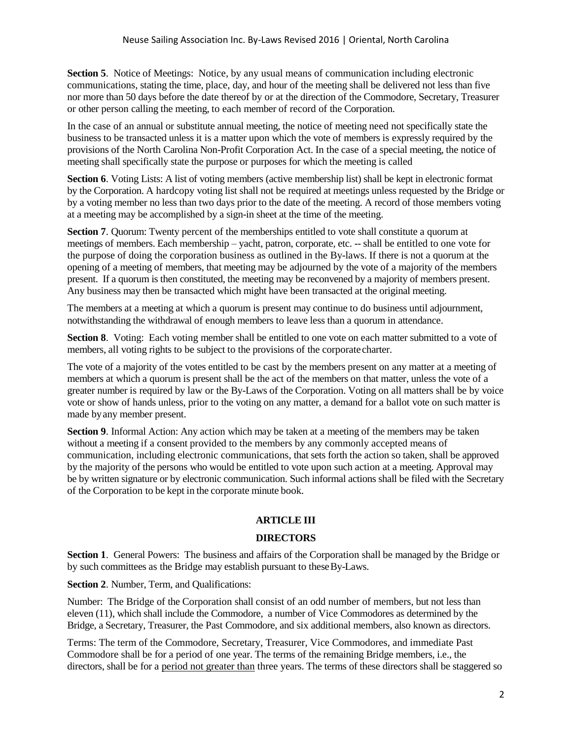**Section 5**. Notice of Meetings: Notice, by any usual means of communication including electronic communications, stating the time, place, day, and hour of the meeting shall be delivered not less than five nor more than 50 days before the date thereof by or at the direction of the Commodore, Secretary, Treasurer or other person calling the meeting, to each member of record of the Corporation.

In the case of an annual or substitute annual meeting, the notice of meeting need not specifically state the business to be transacted unless it is a matter upon which the vote of members is expressly required by the provisions of the North Carolina Non-Profit Corporation Act. In the case of a special meeting, the notice of meeting shall specifically state the purpose or purposes for which the meeting is called

**Section 6**. Voting Lists: A list of voting members (active membership list) shall be kept in electronic format by the Corporation. A hardcopy voting list shall not be required at meetings unless requested by the Bridge or by a voting member no less than two days prior to the date of the meeting. A record of those members voting at a meeting may be accomplished by a sign-in sheet at the time of the meeting.

**Section 7**. Quorum: Twenty percent of the memberships entitled to vote shall constitute a quorum at meetings of members. Each membership – yacht, patron, corporate, etc. -- shall be entitled to one vote for the purpose of doing the corporation business as outlined in the By-laws. If there is not a quorum at the opening of a meeting of members, that meeting may be adjourned by the vote of a majority of the members present. If a quorum is then constituted, the meeting may be reconvened by a majority of members present. Any business may then be transacted which might have been transacted at the original meeting.

The members at a meeting at which a quorum is present may continue to do business until adjournment, notwithstanding the withdrawal of enough members to leave less than a quorum in attendance.

**Section 8**. Voting: Each voting member shall be entitled to one vote on each matter submitted to a vote of members, all voting rights to be subject to the provisions of the corporate charter.

The vote of a majority of the votes entitled to be cast by the members present on any matter at a meeting of members at which a quorum is present shall be the act of the members on that matter, unless the vote of a greater number is required by law or the By-Laws of the Corporation. Voting on all matters shall be by voice vote or show of hands unless, prior to the voting on any matter, a demand for a ballot vote on such matter is made by any member present.

**Section 9**. Informal Action: Any action which may be taken at a meeting of the members may be taken without a meeting if a consent provided to the members by any commonly accepted means of communication, including electronic communications, that sets forth the action so taken, shall be approved by the majority of the persons who would be entitled to vote upon such action at a meeting. Approval may be by written signature or by electronic communication. Such informal actions shall be filed with the Secretary of the Corporation to be kept in the corporate minute book.

## ARTICLE III

## DIRECTORS

**Section 1**. General Powers: The business and affairs of the Corporation shall be managed by the Bridge or by such committees as the Bridge may establish pursuant to these By-Laws.

**Section 2**. Number, Term, and Qualifications:

Number: The Bridge of the Corporation shall consist of an odd number of members, but not less than eleven (11), which shall include the Commodore, a number of Vice Commodores as determined by the Bridge, a Secretary, Treasurer, the Past Commodore, and six additional members, also known as directors.

Terms: The term of the Commodore, Secretary, Treasurer, Vice Commodores, and immediate Past Commodore shall be for a period of one year. The terms of the remaining Bridge members, i.e., the directors, shall be for a period not greater than three years. The terms of these directors shall be staggered so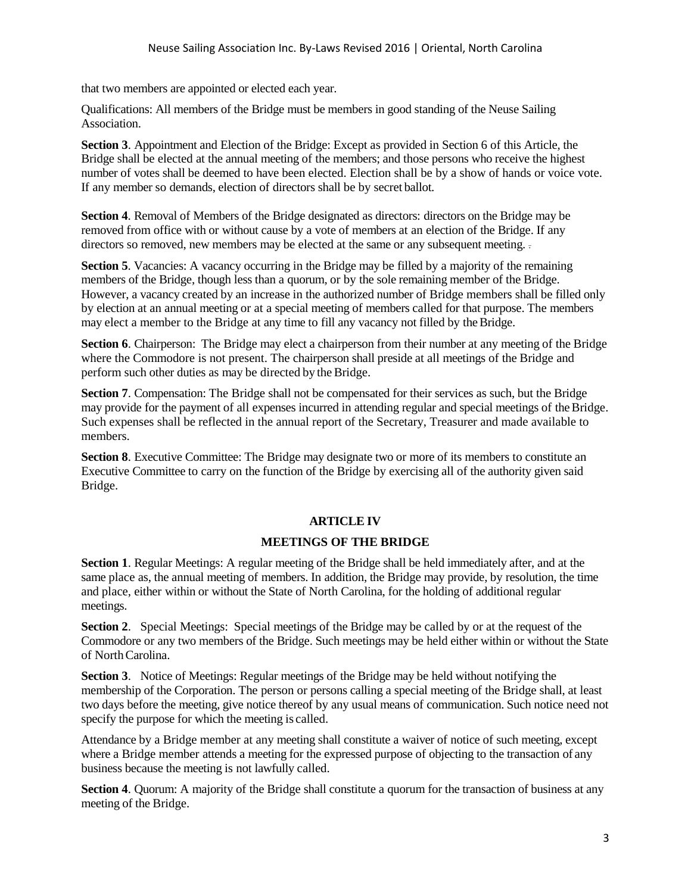that two members are appointed or elected each year.

Qualifications: All members of the Bridge must be members in good standing of the Neuse Sailing Association.

**Section 3**. Appointment and Election of the Bridge: Except as provided in Section 6 of this Article, the Bridge shall be elected at the annual meeting of the members; and those persons who receive the highest number of votes shall be deemed to have been elected. Election shall be by a show of hands or voice vote. If any member so demands, election of directors shall be by secret ballot.

**Section 4**. Removal of Members of the Bridge designated as directors: directors on the Bridge may be removed from office with or without cause by a vote of members at an election of the Bridge. If any directors so removed, new members may be elected at the same or any subsequent meeting.

**Section 5**. Vacancies: A vacancy occurring in the Bridge may be filled by a majority of the remaining members of the Bridge, though less than a quorum, or by the sole remaining member of the Bridge. However, a vacancy created by an increase in the authorized number of Bridge members shall be filled only by election at an annual meeting or at a special meeting of members called for that purpose. The members may elect a member to the Bridge at any time to fill any vacancy not filled by the Bridge.

**Section 6**. Chairperson: The Bridge may elect a chairperson from their number at any meeting of the Bridge where the Commodore is not present. The chairperson shall preside at all meetings of the Bridge and perform such other duties as may be directed by the Bridge.

**Section 7**. Compensation: The Bridge shall not be compensated for their services as such, but the Bridge may provide for the payment of all expenses incurred in attending regular and special meetings of the Bridge. Such expenses shall be reflected in the annual report of the Secretary, Treasurer and made available to members.

**Section 8**. Executive Committee: The Bridge may designate two or more of its members to constitute an Executive Committee to carry on the function of the Bridge by exercising all of the authority given said Bridge.

## ARTICLE IV

## MEETINGS OF THE BRIDGE

**Section 1**. Regular Meetings: A regular meeting of the Bridge shall be held immediately after, and at the same place as, the annual meeting of members. In addition, the Bridge may provide, by resolution, the time and place, either within or without the State of North Carolina, for the holding of additional regular meetings.

**Section 2**. Special Meetings: Special meetings of the Bridge may be called by or at the request of the Commodore or any two members of the Bridge. Such meetings may be held either within or without the State of North Carolina.

**Section 3**. Notice of Meetings: Regular meetings of the Bridge may be held without notifying the membership of the Corporation. The person or persons calling a special meeting of the Bridge shall, at least two days before the meeting, give notice thereof by any usual means of communication. Such notice need not specify the purpose for which the meeting is called.

Attendance by a Bridge member at any meeting shall constitute a waiver of notice of such meeting, except where a Bridge member attends a meeting for the expressed purpose of objecting to the transaction of any business because the meeting is not lawfully called.

**Section 4**. Quorum: A majority of the Bridge shall constitute a quorum for the transaction of business at any meeting of the Bridge.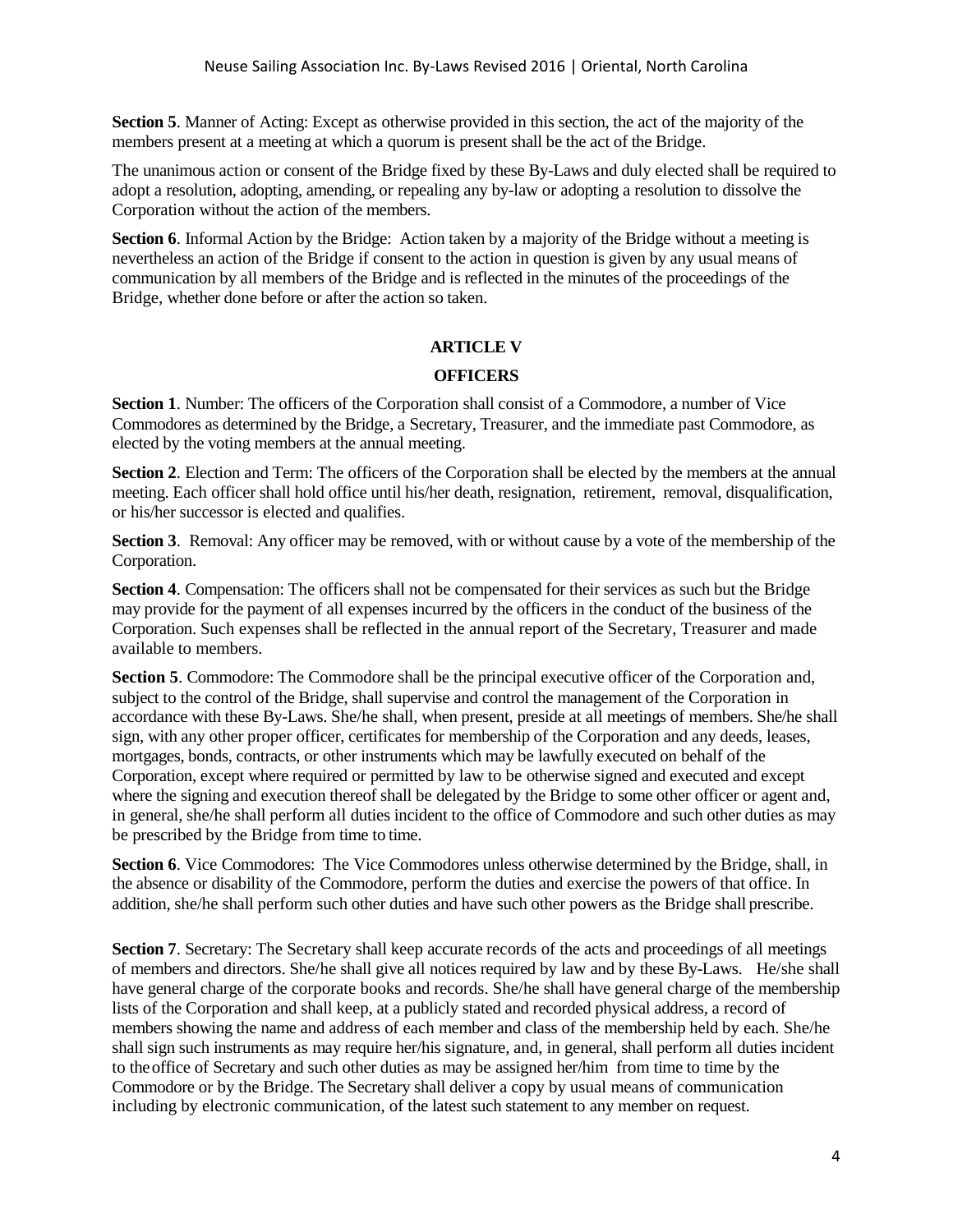**Section 5**. Manner of Acting: Except as otherwise provided in this section, the act of the majority of the members present at a meeting at which a quorum is present shall be the act of the Bridge.

The unanimous action or consent of the Bridge fixed by these By-Laws and duly elected shall be required to adopt a resolution, adopting, amending, or repealing any by-law or adopting a resolution to dissolve the Corporation without the action of the members.

**Section 6**. Informal Action by the Bridge: Action taken by a majority of the Bridge without a meeting is nevertheless an action of the Bridge if consent to the action in question is given by any usual means of communication by all members of the Bridge and is reflected in the minutes of the proceedings of the Bridge, whether done before or after the action so taken.

## ARTICLE V

## OFFICERS

**Section 1**. Number: The officers of the Corporation shall consist of a Commodore, a number of Vice Commodores as determined by the Bridge, a Secretary, Treasurer, and the immediate past Commodore, as elected by the voting members at the annual meeting.

**Section 2**. Election and Term: The officers of the Corporation shall be elected by the members at the annual meeting. Each officer shall hold office until his/her death, resignation, retirement, removal, disqualification, or his/her successor is elected and qualifies.

**Section 3**. Removal: Any officer may be removed, with or without cause by a vote of the membership of the Corporation.

**Section 4**. Compensation: The officers shall not be compensated for their services as such but the Bridge may provide for the payment of all expenses incurred by the officers in the conduct of the business of the Corporation. Such expenses shall be reflected in the annual report of the Secretary, Treasurer and made available to members.

**Section 5**. Commodore: The Commodore shall be the principal executive officer of the Corporation and, subject to the control of the Bridge, shall supervise and control the management of the Corporation in accordance with these By-Laws. She/he shall, when present, preside at all meetings of members. She/he shall sign, with any other proper officer, certificates for membership of the Corporation and any deeds, leases, mortgages, bonds, contracts, or other instruments which may be lawfully executed on behalf of the Corporation, except where required or permitted by law to be otherwise signed and executed and except where the signing and execution thereof shall be delegated by the Bridge to some other officer or agent and, in general, she/he shall perform all duties incident to the office of Commodore and such other duties as may be prescribed by the Bridge from time to time.

**Section 6**. Vice Commodores: The Vice Commodores unless otherwise determined by the Bridge, shall, in the absence or disability of the Commodore, perform the duties and exercise the powers of that office. In addition, she/he shall perform such other duties and have such other powers as the Bridge shall prescribe.

**Section 7**. Secretary: The Secretary shall keep accurate records of the acts and proceedings of all meetings of members and directors. She/he shall give all notices required by law and by these By-Laws. He/she shall have general charge of the corporate books and records. She/he shall have general charge of the membership lists of the Corporation and shall keep, at a publicly stated and recorded physical address, a record of members showing the name and address of each member and class of the membership held by each. She/he shall sign such instruments as may require her/his signature, and, in general, shall perform all duties incident to the office of Secretary and such other duties as may be assigned her/him from time to time by the Commodore or by the Bridge. The Secretary shall deliver a copy by usual means of communication including by electronic communication, of the latest such statement to any member on request.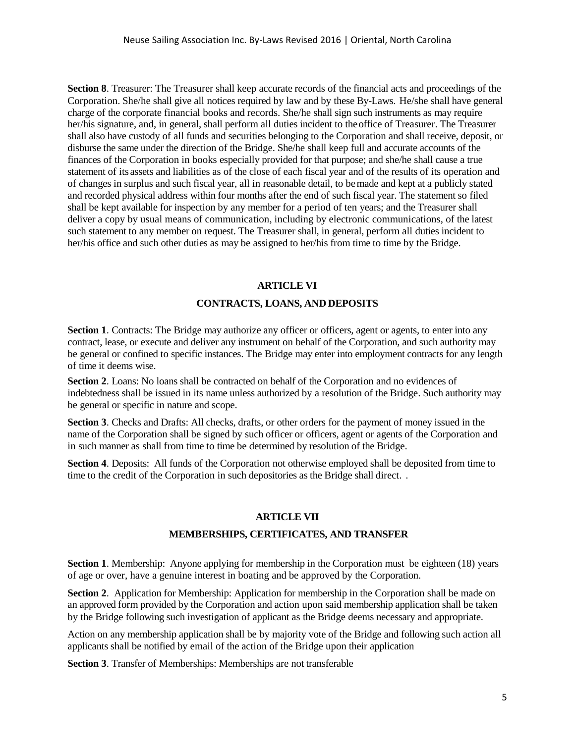**Section 8**. Treasurer: The Treasurer shall keep accurate records of the financial acts and proceedings of the Corporation. She/he shall give all notices required by law and by these By-Laws. He/she shall have general charge of the corporate financial books and records. She/he shall sign such instruments as may require her/his signature, and, in general, shall perform all duties incident to the office of Treasurer. The Treasurer shall also have custody of all funds and securities belonging to the Corporation and shall receive, deposit, or disburse the same under the direction of the Bridge. She/he shall keep full and accurate accounts of the finances of the Corporation in books especially provided for that purpose; and she/he shall cause a true statement of its assets and liabilities as of the close of each fiscal year and of the results of its operation and of changes in surplus and such fiscal year, all in reasonable detail, to be made and kept at a publicly stated and recorded physical address within four months after the end of such fiscal year. The statement so filed shall be kept available for inspection by any member for a period of ten years; and the Treasurer shall deliver a copy by usual means of communication, including by electronic communications, of the latest such statement to any member on request. The Treasurer shall, in general, perform all duties incident to her/his office and such other duties as may be assigned to her/his from time to time by the Bridge.

## ARTICLE VI

## CONTRACTS, LOANS, AND DEPOSITS

**Section 1**. Contracts: The Bridge may authorize any officer or officers, agent or agents, to enter into any contract, lease, or execute and deliver any instrument on behalf of the Corporation, and such authority may be general or confined to specific instances. The Bridge may enter into employment contracts for any length of time it deems wise.

**Section 2**. Loans: No loans shall be contracted on behalf of the Corporation and no evidences of indebtedness shall be issued in its name unless authorized by a resolution of the Bridge. Such authority may be general or specific in nature and scope.

**Section 3**. Checks and Drafts: All checks, drafts, or other orders for the payment of money issued in the name of the Corporation shall be signed by such officer or officers, agent or agents of the Corporation and in such manner as shall from time to time be determined by resolution of the Bridge.

**Section 4**. Deposits: All funds of the Corporation not otherwise employed shall be deposited from time to time to the credit of the Corporation in such depositories as the Bridge shall direct. .

## ARTICLE VII

## MEMBERSHIPS, CERTIFICATES, AND TRANSFER

**Section 1**. Membership: Anyone applying for membership in the Corporation must be eighteen (18) years of age or over, have a genuine interest in boating and be approved by the Corporation.

**Section 2**. Application for Membership: Application for membership in the Corporation shall be made on an approved form provided by the Corporation and action upon said membership application shall be taken by the Bridge following such investigation of applicant as the Bridge deems necessary and appropriate.

Action on any membership application shall be by majority vote of the Bridge and following such action all applicants shall be notified by email of the action of the Bridge upon their application

**Section 3**. Transfer of Memberships: Memberships are not transferable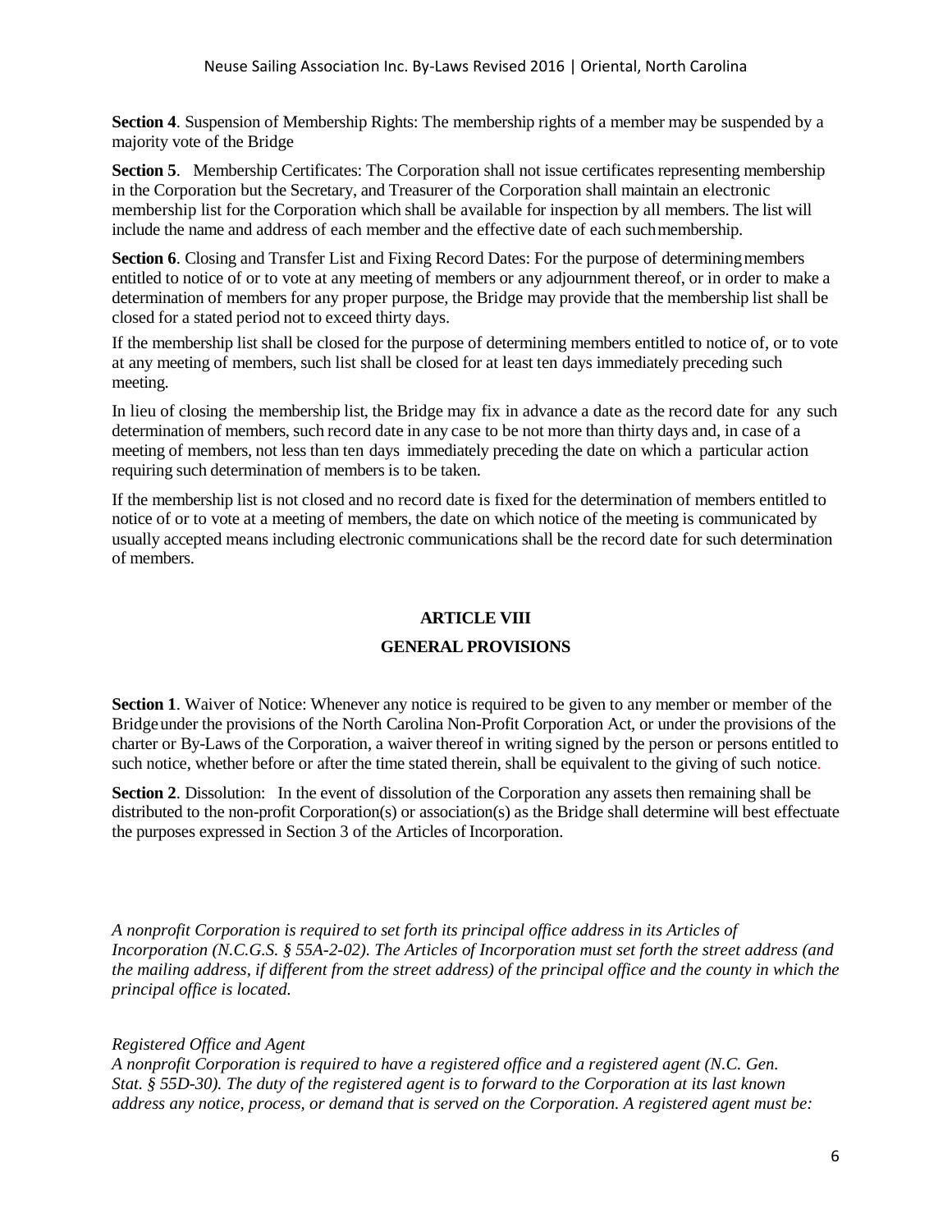**Section 4**. Suspension of Membership Rights: The membership rights of a member may be suspended by a majority vote of the Bridge

**Section 5**. Membership Certificates: The Corporation shall not issue certificates representing membership in the Corporation but the Secretary, and Treasurer of the Corporation shall maintain an electronic membership list for the Corporation which shall be available for inspection by all members. The list will include the name and address of each member and the effective date of each such membership.

**Section 6**. Closing and Transfer List and Fixing Record Dates: For the purpose of determining members entitled to notice of or to vote at any meeting of members or any adjournment thereof, or in order to make a determination of members for any proper purpose, the Bridge may provide that the membership list shall be closed for a stated period not to exceed thirty days.

If the membership list shall be closed for the purpose of determining members entitled to notice of, or to vote at any meeting of members, such list shall be closed for at least ten days immediately preceding such meeting.

In lieu of closing the membership list, the Bridge may fix in advance a date as the record date for any such determination of members, such record date in any case to be not more than thirty days and, in case of a meeting of members, not less than ten days immediately preceding the date on which a particular action requiring such determination of members is to be taken.

If the membership list is not closed and no record date is fixed for the determination of members entitled to notice of or to vote at a meeting of members, the date on which notice of the meeting is communicated by usually accepted means including electronic communications shall be the record date for such determination of members.

## ARTICLE VIII

## GENERAL PROVISIONS

**Section 1**. Waiver of Notice: Whenever any notice is required to be given to any member or member of the Bridge under the provisions of the North Carolina Non-Profit Corporation Act, or under the provisions of the charter or By-Laws of the Corporation, a waiver thereof in writing signed by the person or persons entitled to such notice, whether before or after the time stated therein, shall be equivalent to the giving of such notice.

**Section 2**. Dissolution: In the event of dissolution of the Corporation any assets then remaining shall be distributed to the non-profit Corporation(s) or association(s) as the Bridge shall determine will best effectuate the purposes expressed in Section 3 of the Articles of Incorporation.

*A nonprofit Corporation is required to set forth its principal office address in its Articles of Incorporation (N.C.G.S. § 55A-2-02). The Articles of Incorporation must set forth the street address (and the mailing address, if different from the street address) of the principal office and the county in which the principal office is located.*

*Registered Office and Agent*

*A nonprofit Corporation is required to have a registered office and a registered agent (N.C. Gen. Stat. § 55D-30). The duty of the registered agent is to forward to the Corporation at its last known address any notice, process, or demand that is served on the Corporation. A registered agent must be:*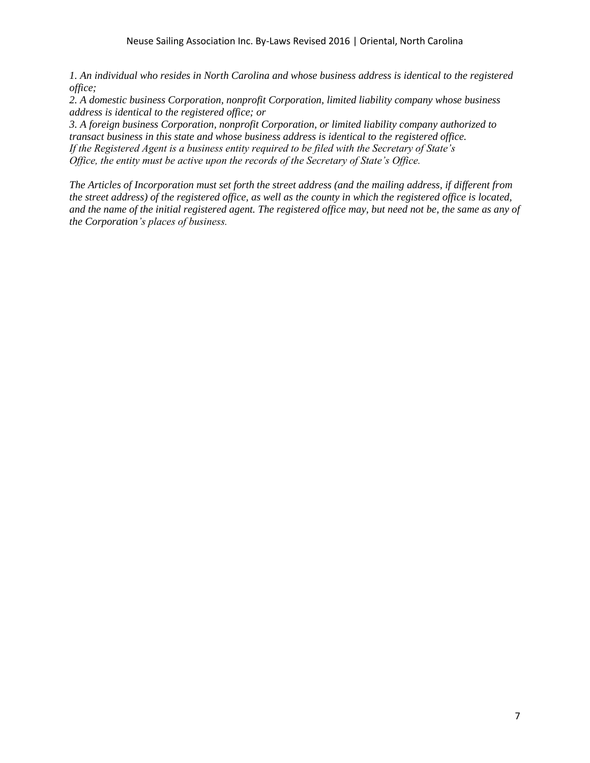*1. An individual who resides in North Carolina and whose business address is identical to the registered office;*
*2. A domestic business Corporation, nonprofit Corporation, limited liability company whose business address is identical to the registered office; or*
*3. A foreign business Corporation, nonprofit Corporation, or limited liability company authorized to transact business in this state and whose business address is identical to the registered office.*
*If the Registered Agent is a business entity required to be filed with the Secretary of State's Office, the entity must be active upon the records of the Secretary of State's Office.*

*The Articles of Incorporation must set forth the street address (and the mailing address, if different from the street address) of the registered office, as well as the county in which the registered office is located, and the name of the initial registered agent. The registered office may, but need not be, the same as any of the Corporation's places of business.*